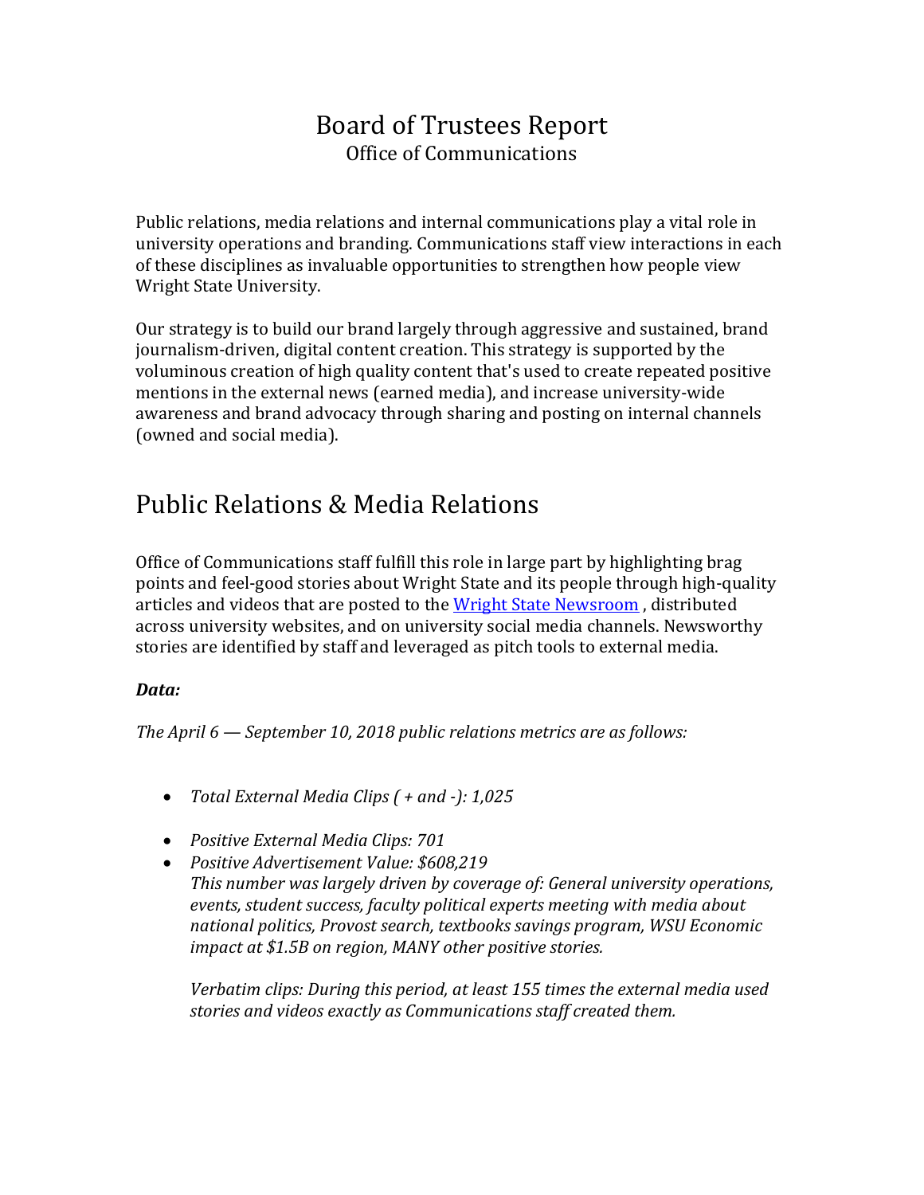# Board of Trustees Report
Office of Communications

Public relations, media relations and internal communications play a vital role in university operations and branding. Communications staff view interactions in each of these disciplines as invaluable opportunities to strengthen how people view Wright State University.

Our strategy is to build our brand largely through aggressive and sustained, brand journalism-driven, digital content creation. This strategy is supported by the voluminous creation of high quality content that's used to create repeated positive mentions in the external news (earned media), and increase university-wide awareness and brand advocacy through sharing and posting on internal channels (owned and social media).

## Public Relations & Media Relations

Office of Communications staff fulfill this role in large part by highlighting brag points and feel-good stories about Wright State and its people through high-quality articles and videos that are posted to the [Wright State Newsroom](), distributed across university websites, and on university social media channels. Newsworthy stories are identified by staff and leveraged as pitch tools to external media.

***Data:***

*The April 6 — September 10, 2018 public relations metrics are as follows:*

- *Total External Media Clips ( + and -): 1,025*
- *Positive External Media Clips: 701*
- *Positive Advertisement Value: $608,219*
  *This number was largely driven by coverage of: General university operations, events, student success, faculty political experts meeting with media about national politics, Provost search, textbooks savings program, WSU Economic impact at $1.5B on region, MANY other positive stories.*

  *Verbatim clips: During this period, at least 155 times the external media used stories and videos exactly as Communications staff created them.*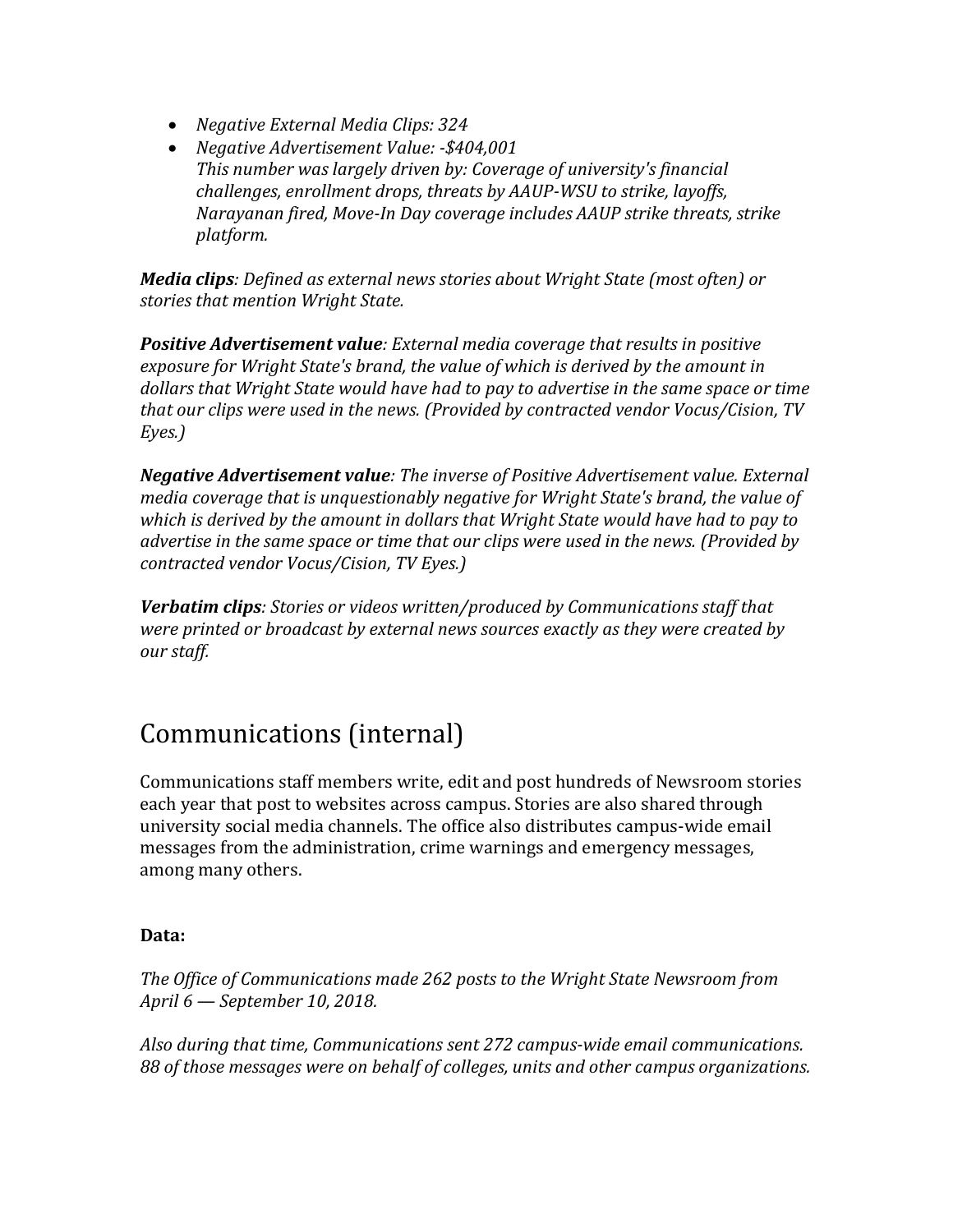- *Negative External Media Clips: 324*
- *Negative Advertisement Value: -$404,001*
  *This number was largely driven by: Coverage of university's financial challenges, enrollment drops, threats by AAUP-WSU to strike, layoffs, Narayanan fired, Move-In Day coverage includes AAUP strike threats, strike platform.*

***Media clips****: Defined as external news stories about Wright State (most often) or stories that mention Wright State.*

***Positive Advertisement value****: External media coverage that results in positive exposure for Wright State's brand, the value of which is derived by the amount in dollars that Wright State would have had to pay to advertise in the same space or time that our clips were used in the news. (Provided by contracted vendor Vocus/Cision, TV Eyes.)*

***Negative Advertisement value****: The inverse of Positive Advertisement value. External media coverage that is unquestionably negative for Wright State's brand, the value of which is derived by the amount in dollars that Wright State would have had to pay to advertise in the same space or time that our clips were used in the news. (Provided by contracted vendor Vocus/Cision, TV Eyes.)*

***Verbatim clips****: Stories or videos written/produced by Communications staff that were printed or broadcast by external news sources exactly as they were created by our staff.*

# Communications (internal)

Communications staff members write, edit and post hundreds of Newsroom stories each year that post to websites across campus. Stories are also shared through university social media channels. The office also distributes campus-wide email messages from the administration, crime warnings and emergency messages, among many others.

**Data:**

*The Office of Communications made 262 posts to the Wright State Newsroom from April 6 — September 10, 2018.*

*Also during that time, Communications sent 272 campus-wide email communications. 88 of those messages were on behalf of colleges, units and other campus organizations.*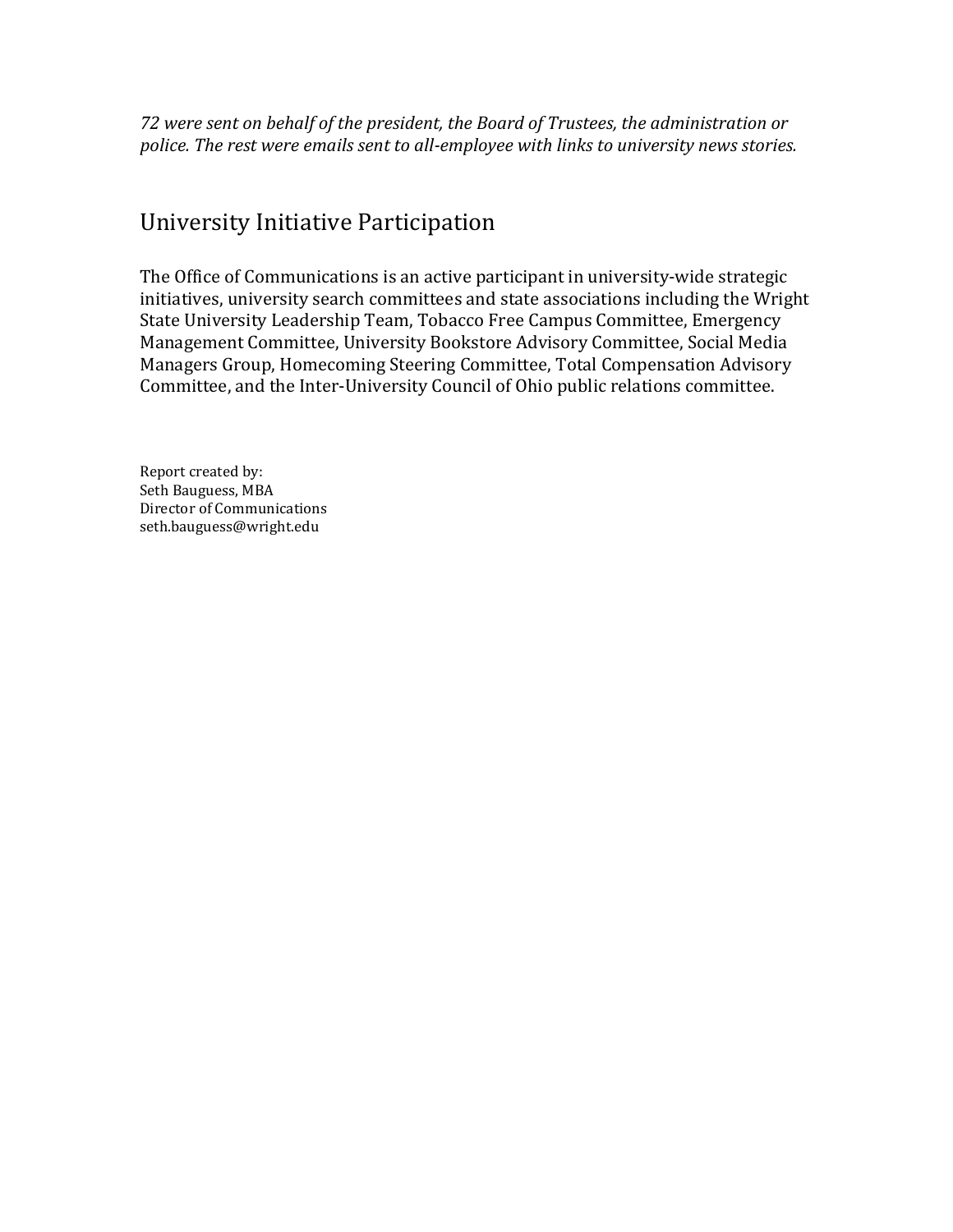*72 were sent on behalf of the president, the Board of Trustees, the administration or police. The rest were emails sent to all-employee with links to university news stories.*

## University Initiative Participation

The Office of Communications is an active participant in university-wide strategic initiatives, university search committees and state associations including the Wright State University Leadership Team, Tobacco Free Campus Committee, Emergency Management Committee, University Bookstore Advisory Committee, Social Media Managers Group, Homecoming Steering Committee, Total Compensation Advisory Committee, and the Inter-University Council of Ohio public relations committee.

Report created by:
Seth Bauguess, MBA
Director of Communications
seth.bauguess@wright.edu